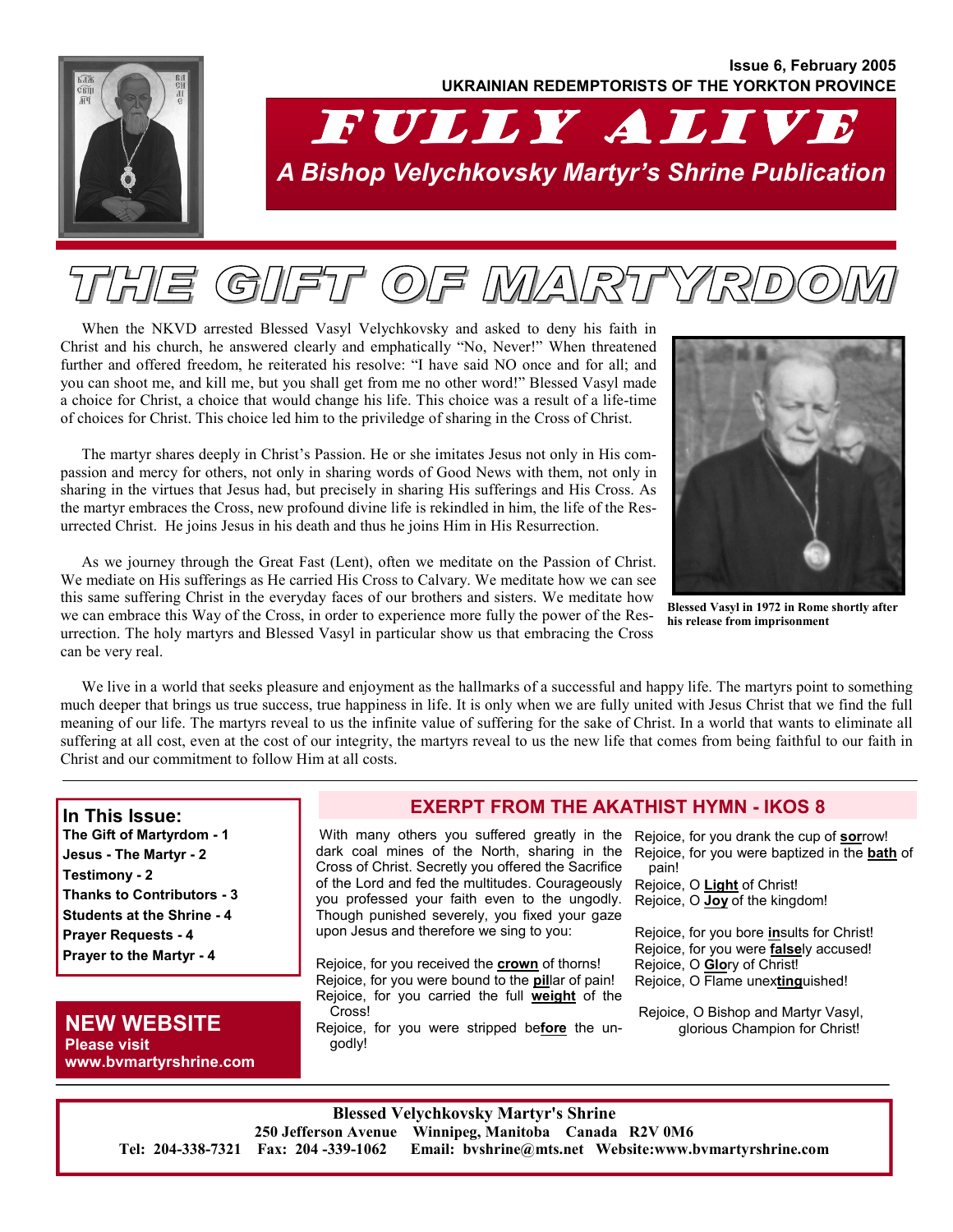Issue 6, February 2005

UKRAINIAN REDEMPTORISTS OF THE YORKTON PROVINCE

# FULLY ALIVE

*A Bishop Velychkovsky Martyr's Shrine Publication*

# THE GIFT OF MARTYRDOM

When the NKVD arrested Blessed Vasyl Velychkovsky and asked to deny his faith in Christ and his church, he answered clearly and emphatically "No, Never!" When threatened further and offered freedom, he reiterated his resolve: "I have said NO once and for all; and you can shoot me, and kill me, but you shall get from me no other word!" Blessed Vasyl made a choice for Christ, a choice that would change his life. This choice was a result of a life-time of choices for Christ. This choice led him to the priviledge of sharing in the Cross of Christ.

The martyr shares deeply in Christ's Passion. He or she imitates Jesus not only in His compassion and mercy for others, not only in sharing words of Good News with them, not only in sharing in the virtues that Jesus had, but precisely in sharing His sufferings and His Cross. As the martyr embraces the Cross, new profound divine life is rekindled in him, the life of the Resurrected Christ. He joins Jesus in his death and thus he joins Him in His Resurrection.

As we journey through the Great Fast (Lent), often we meditate on the Passion of Christ. We meditate on His sufferings as He carried His Cross to Calvary. We meditate how we can see this same suffering Christ in the everyday faces of our brothers and sisters. We meditate how we can embrace this Way of the Cross, in order to experience more fully the power of the Resurrection. The holy martyrs and Blessed Vasyl in particular show us that embracing the Cross can be very real.

Blessed Vasyl in 1972 in Rome shortly after his release from imprisonment

We live in a world that seeks pleasure and enjoyment as the hallmarks of a successful and happy life. The martyrs point to something much deeper that brings us true success, true happiness in life. It is only when we are fully united with Jesus Christ that we find the full meaning of our life. The martyrs reveal to us the infinite value of suffering for the sake of Christ. In a world that wants to eliminate all suffering at all cost, even at the cost of our integrity, the martyrs reveal to us the new life that comes from being faithful to our faith in Christ and our commitment to follow Him at all costs.

---

## In This Issue:

**The Gift of Martyrdom - 1**
**Jesus - The Martyr - 2**
**Testimony - 2**
**Thanks to Contributors - 3**
**Students at the Shrine - 4**
**Prayer Requests - 4**
**Prayer to the Martyr - 4**

## NEW WEBSITE

**Please visit www.bvmartyrshrine.com**

## EXERPT FROM THE AKATHIST HYMN - IKOS 8

With many others you suffered greatly in the dark coal mines of the North, sharing in the Cross of Christ. Secretly you offered the Sacrifice of the Lord and fed the multitudes. Courageously you professed your faith even to the ungodly. Though punished severely, you fixed your gaze upon Jesus and therefore we sing to you:

Rejoice, for you received the **crown** of thorns!
Rejoice, for you were bound to the **pil**lar of pain!
Rejoice, for you carried the full **weight** of the Cross!
Rejoice, for you were stripped be**fore** the ungodly!
Rejoice, for you drank the cup of **sor**row!
Rejoice, for you were baptized in the **bath** of pain!
Rejoice, O **Light** of Christ!
Rejoice, O **Joy** of the kingdom!

Rejoice, for you bore **in**sults for Christ!
Rejoice, for you were **false**ly accused!
Rejoice, O **Glo**ry of Christ!
Rejoice, O Flame unex**ting**uished!

Rejoice, O Bishop and Martyr Vasyl, glorious Champion for Christ!

---

**Blessed Velychkovsky Martyr's Shrine**
**250 Jefferson Avenue Winnipeg, Manitoba Canada R2V 0M6**
**Tel: 204-338-7321 Fax: 204 -339-1062 Email: bvshrine@mts.net Website:www.bvmartyrshrine.com**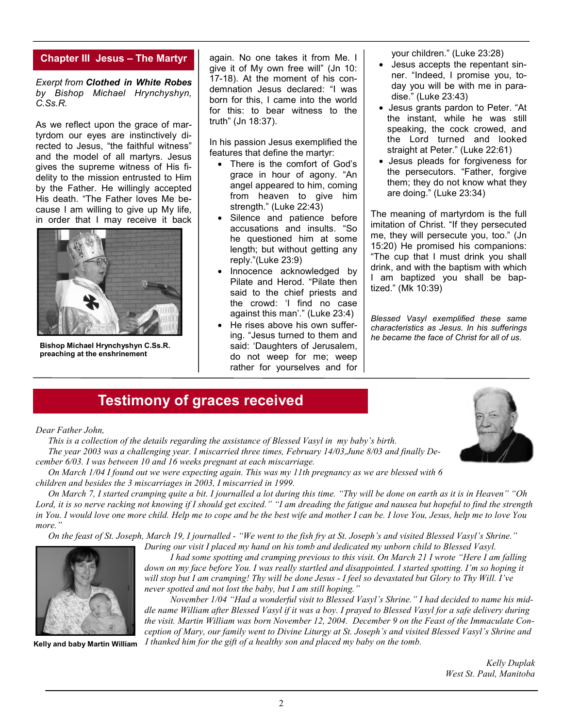## Chapter III Jesus – The Martyr

*Exerpt from **Clothed in White Robes** by Bishop Michael Hrynchyshyn, C.Ss.R.*

As we reflect upon the grace of martyrdom our eyes are instinctively directed to Jesus, "the faithful witness" and the model of all martyrs. Jesus gives the supreme witness of His fidelity to the mission entrusted to Him by the Father. He willingly accepted His death. "The Father loves Me because I am willing to give up My life, in order that I may receive it back again. No one takes it from Me. I give it of My own free will" (Jn 10: 17-18). At the moment of his condemnation Jesus declared: "I was born for this, I came into the world for this: to bear witness to the truth" (Jn 18:37).

**Bishop Michael Hrynchyshyn C.Ss.R. preaching at the enshrinement**

In his passion Jesus exemplified the features that define the martyr:

- There is the comfort of God's grace in hour of agony. "An angel appeared to him, coming from heaven to give him strength." (Luke 22:43)
- Silence and patience before accusations and insults. "So he questioned him at some length; but without getting any reply."(Luke 23:9)
- Innocence acknowledged by Pilate and Herod. "Pilate then said to the chief priests and the crowd: 'I find no case against this man'." (Luke 23:4)
- He rises above his own suffering. "Jesus turned to them and said: 'Daughters of Jerusalem, do not weep for me; weep rather for yourselves and for your children." (Luke 23:28)
- Jesus accepts the repentant sinner. "Indeed, I promise you, today you will be with me in paradise." (Luke 23:43)
- Jesus grants pardon to Peter. "At the instant, while he was still speaking, the cock crowed, and the Lord turned and looked straight at Peter." (Luke 22:61)
- Jesus pleads for forgiveness for the persecutors. "Father, forgive them; they do not know what they are doing." (Luke 23:34)

The meaning of martyrdom is the full imitation of Christ. "If they persecuted me, they will persecute you, too." (Jn 15:20) He promised his companions: "The cup that I must drink you shall drink, and with the baptism with which I am baptized you shall be baptized." (Mk 10:39)

*Blessed Vasyl exemplified these same characteristics as Jesus. In his sufferings he became the face of Christ for all of us.*

## Testimony of graces received

*Dear Father John,*

*This is a collection of the details regarding the assistance of Blessed Vasyl in my baby's birth.*

*The year 2003 was a challenging year. I miscarried three times, February 14/03,June 8/03 and finally December 6/03. I was between 10 and 16 weeks pregnant at each miscarriage.*

*On March 1/04 I found out we were expecting again. This was my 11th pregnancy as we are blessed with 6 children and besides the 3 miscarriages in 2003, I miscarried in 1999.*

*On March 7, I started cramping quite a bit. I journalled a lot during this time. "Thy will be done on earth as it is in Heaven" "Oh Lord, it is so nerve racking not knowing if I should get excited." "I am dreading the fatigue and nausea but hopeful to find the strength in You. I would love one more child. Help me to cope and be the best wife and mother I can be. I love You, Jesus, help me to love You more."*

*On the feast of St. Joseph, March 19, I journalled - "We went to the fish fry at St. Joseph's and visited Blessed Vasyl's Shrine." During our visit I placed my hand on his tomb and dedicated my unborn child to Blessed Vasyl.*

*I had some spotting and cramping previous to this visit. On March 21 I wrote "Here I am falling down on my face before You. I was really startled and disappointed. I started spotting. I'm so hoping it will stop but I am cramping! Thy will be done Jesus - I feel so devastated but Glory to Thy Will. I've never spotted and not lost the baby, but I am still hoping."*

*November 1/04 "Had a wonderful visit to Blessed Vasyl's Shrine." I had decided to name his middle name William after Blessed Vasyl if it was a boy. I prayed to Blessed Vasyl for a safe delivery during the visit. Martin William was born November 12, 2004. December 9 on the Feast of the Immaculate Conception of Mary, our family went to Divine Liturgy at St. Joseph's and visited Blessed Vasyl's Shrine and I thanked him for the gift of a healthy son and placed my baby on the tomb.*

**Kelly and baby Martin William**

*Kelly Duplak*
*West St. Paul, Manitoba*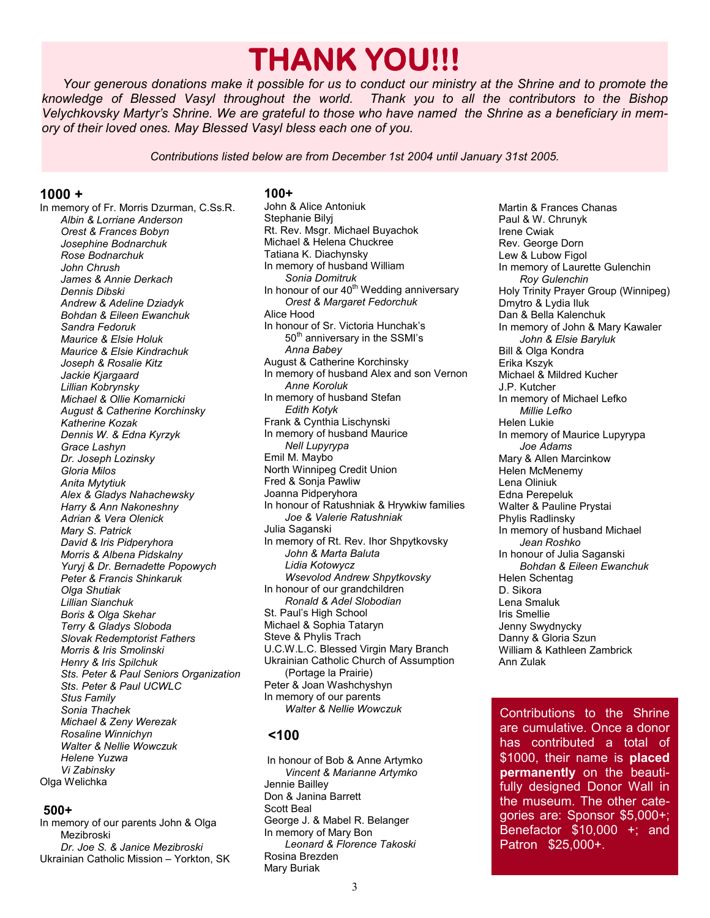# THANK YOU!!!

*Your generous donations make it possible for us to conduct our ministry at the Shrine and to promote the knowledge of Blessed Vasyl throughout the world. Thank you to all the contributors to the Bishop Velychkovsky Martyr's Shrine. We are grateful to those who have named the Shrine as a beneficiary in memory of their loved ones. May Blessed Vasyl bless each one of you.*

*Contributions listed below are from December 1st 2004 until January 31st 2005.*

## 1000 +

In memory of Fr. Morris Dzurman, C.Ss.R.

*Albin & Lorriane Anderson*
*Orest & Frances Bobyn*
*Josephine Bodnarchuk*
*Rose Bodnarchuk*
*John Chrush*
*James & Annie Derkach*
*Dennis Dibski*
*Andrew & Adeline Dziadyk*
*Bohdan & Eileen Ewanchuk*
*Sandra Fedoruk*
*Maurice & Elsie Holuk*
*Maurice & Elsie Kindrachuk*
*Joseph & Rosalie Kitz*
*Jackie Kjargaard*
*Lillian Kobrynsky*
*Michael & Ollie Komarnicki*
*August & Catherine Korchinsky*
*Katherine Kozak*
*Dennis W. & Edna Kyrzyk*
*Grace Lashyn*
*Dr. Joseph Lozinsky*
*Gloria Milos*
*Anita Mytytiuk*
*Alex & Gladys Nahachewsky*
*Harry & Ann Nakoneshny*
*Adrian & Vera Olenick*
*Mary S. Patrick*
*David & Iris Pidperyhora*
*Morris & Albena Pidskalny*
*Yuryj & Dr. Bernadette Popowych*
*Peter & Francis Shinkaruk*
*Olga Shutiak*
*Lillian Sianchuk*
*Boris & Olga Skehar*
*Terry & Gladys Sloboda*
*Slovak Redemptorist Fathers*
*Morris & Iris Smolinski*
*Henry & Iris Spilchuk*
*Sts. Peter & Paul Seniors Organization*
*Sts. Peter & Paul UCWLC*
*Stus Family*
*Sonia Thachek*
*Michael & Zeny Werezak*
*Rosaline Winnichyn*
*Walter & Nellie Wowczuk*
*Helene Yuzwa*
*Vi Zabinsky*

Olga Welichka

## 500+

In memory of our parents John & Olga Mezibroski
*Dr. Joe S. & Janice Mezibroski*

Ukrainian Catholic Mission – Yorkton, SK

## 100+

John & Alice Antoniuk
Stephanie Bilyj
Rt. Rev. Msgr. Michael Buyachok
Michael & Helena Chuckree
Tatiana K. Diachynsky
In memory of husband William
*Sonia Domitruk*
In honour of our 40th Wedding anniversary
*Orest & Margaret Fedorchuk*
Alice Hood
In honour of Sr. Victoria Hunchak's 50th anniversary in the SSMI's
*Anna Babey*
August & Catherine Korchinsky
In memory of husband Alex and son Vernon
*Anne Koroluk*
In memory of husband Stefan
*Edith Kotyk*
Frank & Cynthia Lischynski
In memory of husband Maurice
*Nell Lupyrypa*
Emil M. Maybo
North Winnipeg Credit Union
Fred & Sonja Pawliw
Joanna Pidperyhora
In honour of Ratushniak & Hrywkiw families
*Joe & Valerie Ratushniak*
Julia Saganski
In memory of Rt. Rev. Ihor Shpytkovsky
*John & Marta Baluta*
*Lidia Kotowycz*
*Wsevolod Andrew Shpytkovsky*
In honour of our grandchildren
*Ronald & Adel Slobodian*
St. Paul's High School
Michael & Sophia Tataryn
Steve & Phylis Trach
U.C.W.L.C. Blessed Virgin Mary Branch
Ukrainian Catholic Church of Assumption (Portage la Prairie)
Peter & Joan Washchyshyn
In memory of our parents
*Walter & Nellie Wowczuk*

## <100

In honour of Bob & Anne Artymko
*Vincent & Marianne Artymko*
Jennie Bailley
Don & Janina Barrett
Scott Beal
George J. & Mabel R. Belanger
In memory of Mary Bon
*Leonard & Florence Takoski*
Rosina Brezden
Mary Buriak
Martin & Frances Chanas
Paul & W. Chrunyk
Irene Cwiak
Rev. George Dorn
Lew & Lubow Figol
In memory of Laurette Gulenchin
*Roy Gulenchin*
Holy Trinity Prayer Group (Winnipeg)
Dmytro & Lydia Iluk
Dan & Bella Kalenchuk
In memory of John & Mary Kawaler
*John & Elsie Baryluk*
Bill & Olga Kondra
Erika Kszyk
Michael & Mildred Kucher
J.P. Kutcher
In memory of Michael Lefko
*Millie Lefko*
Helen Lukie
In memory of Maurice Lupyrypa
*Joe Adams*
Mary & Allen Marcinkow
Helen McMenemy
Lena Oliniuk
Edna Perepeluk
Walter & Pauline Prystai
Phylis Radlinsky
In memory of husband Michael
*Jean Roshko*
In honour of Julia Saganski
*Bohdan & Eileen Ewanchuk*
Helen Schentag
D. Sikora
Lena Smaluk
Iris Smellie
Jenny Swydnycky
Danny & Gloria Szun
William & Kathleen Zambrick
Ann Zulak

Contributions to the Shrine are cumulative. Once a donor has contributed a total of $1000, their name is **placed permanently** on the beautifully designed Donor Wall in the museum. The other categories are: Sponsor $5,000+; Benefactor $10,000 +; and Patron $25,000+.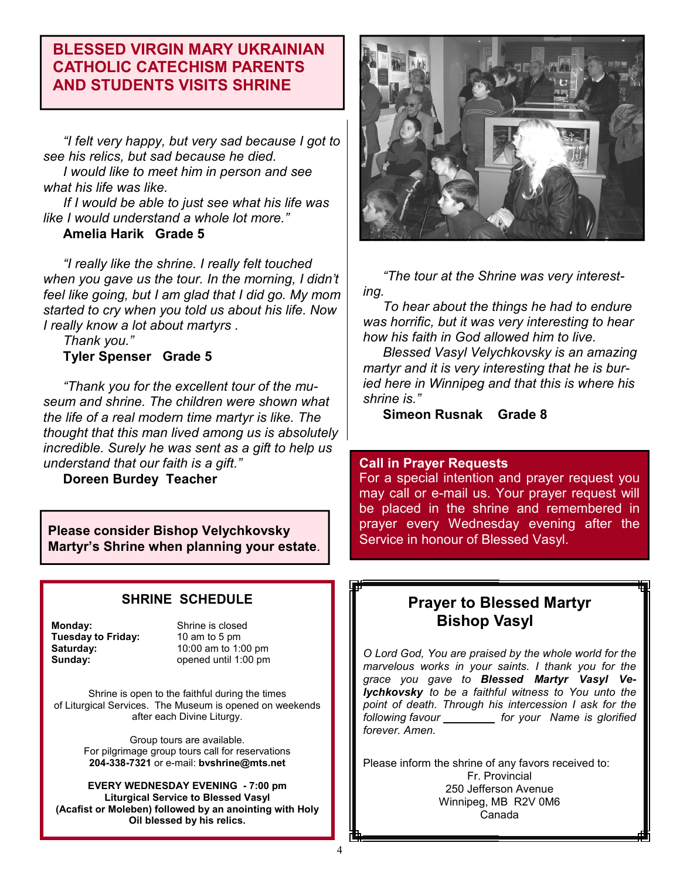## BLESSED VIRGIN MARY UKRAINIAN CATHOLIC CATECHISM PARENTS AND STUDENTS VISITS SHRINE

*"I felt very happy, but very sad because I got to see his relics, but sad because he died.*

*I would like to meet him in person and see what his life was like.*

*If I would be able to just see what his life was like I would understand a whole lot more."*

**Amelia Harik Grade 5**

*"I really like the shrine. I really felt touched when you gave us the tour. In the morning, I didn't feel like going, but I am glad that I did go. My mom started to cry when you told us about his life. Now I really know a lot about martyrs .*

*Thank you."*

**Tyler Spenser Grade 5**

*"Thank you for the excellent tour of the museum and shrine. The children were shown what the life of a real modern time martyr is like. The thought that this man lived among us is absolutely incredible. Surely he was sent as a gift to help us understand that our faith is a gift."*

**Doreen Burdey Teacher**

*"The tour at the Shrine was very interesting.*

*To hear about the things he had to endure was horrific, but it was very interesting to hear how his faith in God allowed him to live.*

*Blessed Vasyl Velychkovsky is an amazing martyr and it is very interesting that he is buried here in Winnipeg and that this is where his shrine is."*

**Simeon Rusnak Grade 8**

**Please consider Bishop Velychkovsky Martyr's Shrine when planning your estate**.

### Call in Prayer Requests

For a special intention and prayer request you may call or e-mail us. Your prayer request will be placed in the shrine and remembered in prayer every Wednesday evening after the Service in honour of Blessed Vasyl.

### SHRINE SCHEDULE

| | |
|---|---|
| **Monday:** | Shrine is closed |
| **Tuesday to Friday:** | 10 am to 5 pm |
| **Saturday:** | 10:00 am to 1:00 pm |
| **Sunday:** | opened until 1:00 pm |

Shrine is open to the faithful during the times of Liturgical Services. The Museum is opened on weekends after each Divine Liturgy.

Group tours are available.
For pilgrimage group tours call for reservations **204-338-7321** or e-mail: **bvshrine@mts.net**

**EVERY WEDNESDAY EVENING - 7:00 pm**
**Liturgical Service to Blessed Vasyl (Acafist or Moleben) followed by an anointing with Holy Oil blessed by his relics.**

### Prayer to Blessed Martyr Bishop Vasyl

*O Lord God, You are praised by the whole world for the marvelous works in your saints. I thank you for the grace you gave to* ***Blessed Martyr Vasyl Velychkovsky*** *to be a faithful witness to You unto the point of death. Through his intercession I ask for the following favour \_\_\_\_\_\_\_\_\_ for your Name is glorified forever. Amen.*

Please inform the shrine of any favors received to:
Fr. Provincial
250 Jefferson Avenue
Winnipeg, MB R2V 0M6
Canada